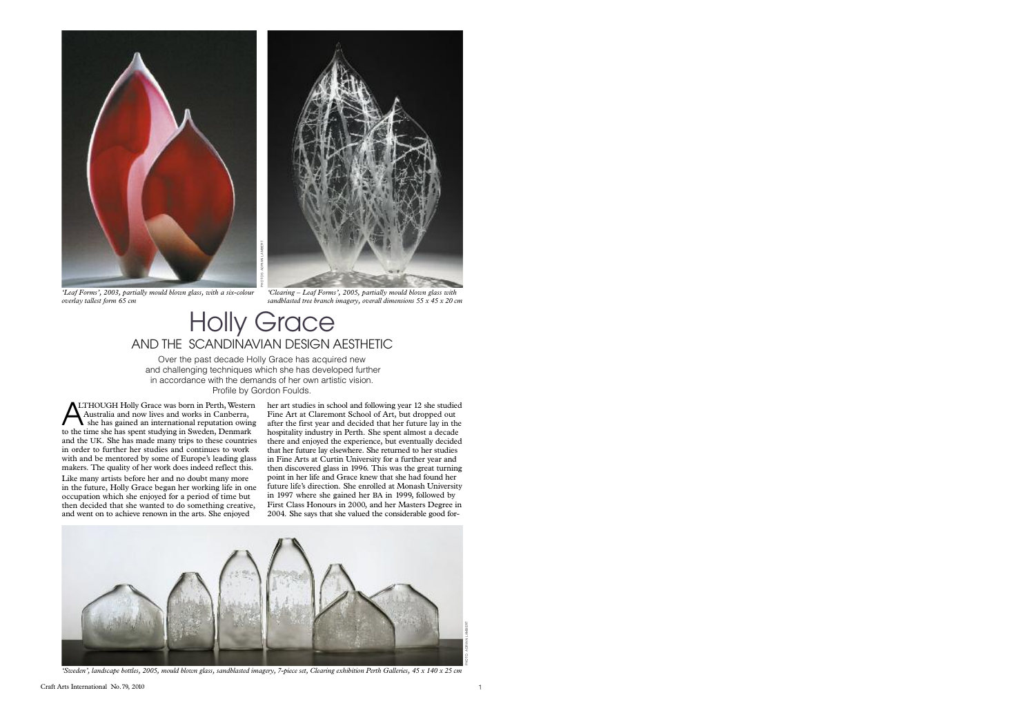*'Leaf Forms', 2003, partially mould blown glass, with a six-colour overlay tallest form 65 cm*

*'Clearing – Leaf Forms', 2005, partially mould blown glass with sandblasted tree branch imagery, overall dimensions 55 x 45 x 20 cm*

PHOTOS: ADRIAN LAMBERT

# Holly Grace

## AND THE SCANDINAVIAN DESIGN AESTHETIC

Over the past decade Holly Grace has acquired new and challenging techniques which she has developed further in accordance with the demands of her own artistic vision. Profile by Gordon Foulds.

ALTHOUGH Holly Grace was born in Perth, Western Australia and now lives and works in Canberra, she has gained an international reputation owing to the time she has spent studying in Sweden, Denmark and the UK. She has made many trips to these countries in order to further her studies and continues to work with and be mentored by some of Europe's leading glass makers. The quality of her work does indeed reflect this.

Like many artists before her and no doubt many more in the future, Holly Grace began her working life in one occupation which she enjoyed for a period of time but then decided that she wanted to do something creative, and went on to achieve renown in the arts. She enjoyed her art studies in school and following year 12 she studied Fine Art at Claremont School of Art, but dropped out after the first year and decided that her future lay in the hospitality industry in Perth. She spent almost a decade there and enjoyed the experience, but eventually decided that her future lay elsewhere. She returned to her studies in Fine Arts at Curtin University for a further year and then discovered glass in 1996. This was the great turning point in her life and Grace knew that she had found her future life's direction. She enrolled at Monash University in 1997 where she gained her BA in 1999, followed by First Class Honours in 2000, and her Masters Degree in 2004. She says that she valued the considerable good for-

*'Sweden', landscape bottles, 2005, mould blown glass, sandblasted imagery, 7-piece set, Clearing exhibition Perth Galleries, 45 x 140 x 25 cm*

PHOTO: ADRIAN LAMBERT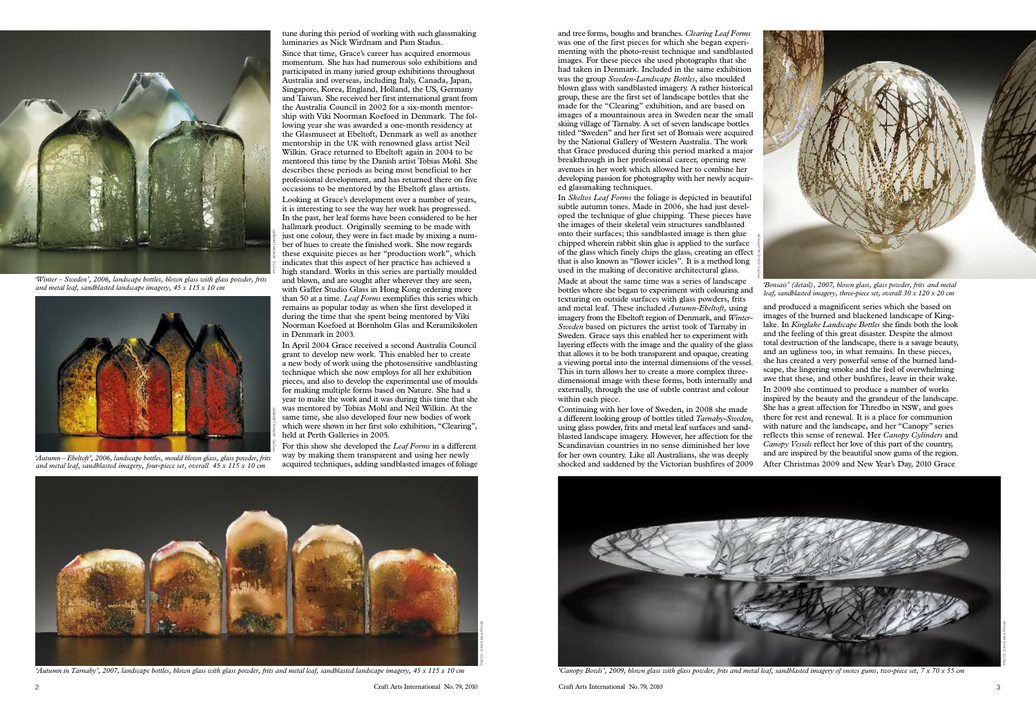tune during this period of working with such glassmaking luminaries as Nick Wirdnam and Pam Stadus.

Since that time, Grace's career has acquired enormous momentum. She has had numerous solo exhibitions and participated in many juried group exhibitions throughout Australia and overseas, including Italy, Canada, Japan, Singapore, Korea, England, Holland, the US, Germany and Taiwan. She received her first international grant from the Australia Council in 2002 for a six-month mentorship with Viki Noorman Koefoed in Denmark. The following year she was awarded a one-month residency at the Glasmuseet at Ebeltoft, Denmark as well as another mentorship in the UK with renowned glass artist Neil Wilkin. Grace returned to Ebeltoft again in 2004 to be mentored this time by the Danish artist Tobias Mohl. She describes these periods as being most beneficial to her professional development, and has returned there on five occasions to be mentored by the Ebeltoft glass artists.

Looking at Grace's development over a number of years, it is interesting to see the way her work has progressed. In the past, her leaf forms have been considered to be her hallmark product. Originally seeming to be made with just one colour, they were in fact made by mixing a number of hues to create the finished work. She now regards these exquisite pieces as her "production work", which indicates that this aspect of her practice has achieved a high standard. Works in this series are partially moulded and blown, and are sought after wherever they are seen, with Gaffer Studio Glass in Hong Kong ordering more than 50 at a time. *Leaf Forms* exemplifies this series which remains as popular today as when she first developed it during the time that she spent being mentored by Viki Noorman Koefoed at Bornholm Glas and Keramikskolen in Denmark in 2003.

In April 2004 Grace received a second Australia Council grant to develop new work. This enabled her to create a new body of work using the photosensitive sandblasting technique which she now employs for all her exhibition pieces, and also to develop the experimental use of moulds for making multiple forms based on Nature. She had a year to make the work and it was during this time that she was mentored by Tobias Mohl and Neil Wilkin. At the same time, she also developed four new bodies of work which were shown in her first solo exhibition, "Clearing", held at Perth Galleries in 2005.

For this show she developed the *Leaf Forms* in a different way by making them transparent and using her newly acquired techniques, adding sandblasted images of foliage and tree forms, boughs and branches. *Clearing Leaf Forms* was one of the first pieces for which she began experimenting with the photo-resist technique and sandblasted images. For these pieces she used photographs that she had taken in Denmark. Included in the same exhibition was the group *Sweden-Landscape Bottles*, also moulded blown glass with sandblasted imagery. A rather historical group, these are the first set of landscape bottles that she made for the "Clearing" exhibition, and are based on images of a mountainous area in Sweden near the small skiing village of Tarnaby. A set of seven landscape bottles titled "Sweden" and her first set of Bonsais were acquired by the National Gallery of Western Australia. The work that Grace produced during this period marked a major breakthrough in her professional career, opening new avenues in her work which allowed her to combine her developing passion for photography with her newly acquired glassmaking techniques.

In *Skeltos Leaf Forms* the foliage is depicted in beautiful subtle autumn tones. Made in 2006, she had just developed the technique of glue chipping. These pieces have the images of their skeletal vein structures sandblasted onto their surfaces; this sandblasted image is then glue chipped wherein rabbit skin glue is applied to the surface of the glass which finely chips the glass, creating an effect that is also known as "flower icicles". It is a method long used in the making of decorative architectural glass.

Made at about the same time was a series of landscape bottles where she began to experiment with colouring and texturing on outside surfaces with glass powders, frits and metal leaf. These included *Autumn-Ebeltoft*, using imagery from the Ebeltoft region of Denmark, and *Winter-Sweden* based on pictures the artist took of Tarnaby in Sweden. Grace says this enabled her to experiment with layering effects with the image and the quality of the glass that allows it to be both transparent and opaque, creating a viewing portal into the internal dimensions of the vessel. This in turn allows her to create a more complex three-dimensional image with these forms, both internally and externally, through the use of subtle contrast and colour within each piece.

Continuing with her love of Sweden, in 2008 she made a different looking group of bottles titled *Tarnaby-Sweden*, using glass powder, frits and metal leaf surfaces and sandblasted landscape imagery. However, her affection for the Scandinavian countries in no sense diminished her love for her own country. Like all Australians, she was deeply shocked and saddened by the Victorian bushfires of 2009 and produced a magnificent series which she based on images of the burned and blackened landscape of Kinglake. In *Kinglake Landscape Bottles* she finds both the look and the feeling of this great disaster. Despite the almost total destruction of the landscape, there is a savage beauty, and an ugliness too, in what remains. In these pieces, she has created a very powerful sense of the burned landscape, the lingering smoke and the feel of overwhelming awe that these, and other bushfires, leave in their wake.

In 2009 she continued to produce a number of works inspired by the beauty and the grandeur of the landscape. She has a great affection for Thredbo in NSW, and goes there for rest and renewal. It is a place for communion with nature and the landscape, and her "Canopy" series reflects this sense of renewal. Her *Canopy Cylinders* and *Canopy Vessels* reflect her love of this part of the country, and are inspired by the beautiful snow gums of the region.

After Christmas 2009 and New Year's Day, 2010 Grace

*'Winter – Sweden', 2006, landscape bottles, blown glass with glass powder, frits and metal leaf, sandblasted landscape imagery, 45 x 115 x 10 cm*

*'Autumn – Ebeltoft', 2006, landscape bottles, mould blown glass, glass powder, frits and metal leaf, sandblasted imagery, four-piece set, overall 45 x 115 x 10 cm*

*'Autumn in Tarnaby', 2007, landscape bottles, blown glass with glass powder, frits and metal leaf, sandblasted landscape imagery, 45 x 115 x 10 cm*

*'Bonsais' (detail), 2007, blown glass, glass powder, frits and metal leaf, sandblasted imagery, three-piece set, overall 30 x 120 x 20 cm*

*'Canopy Bowls', 2009, blown glass with glass powder, frits and metal leaf, sandblasted imagery of snows gums, two-piece set, 7 x 70 x 55 cm*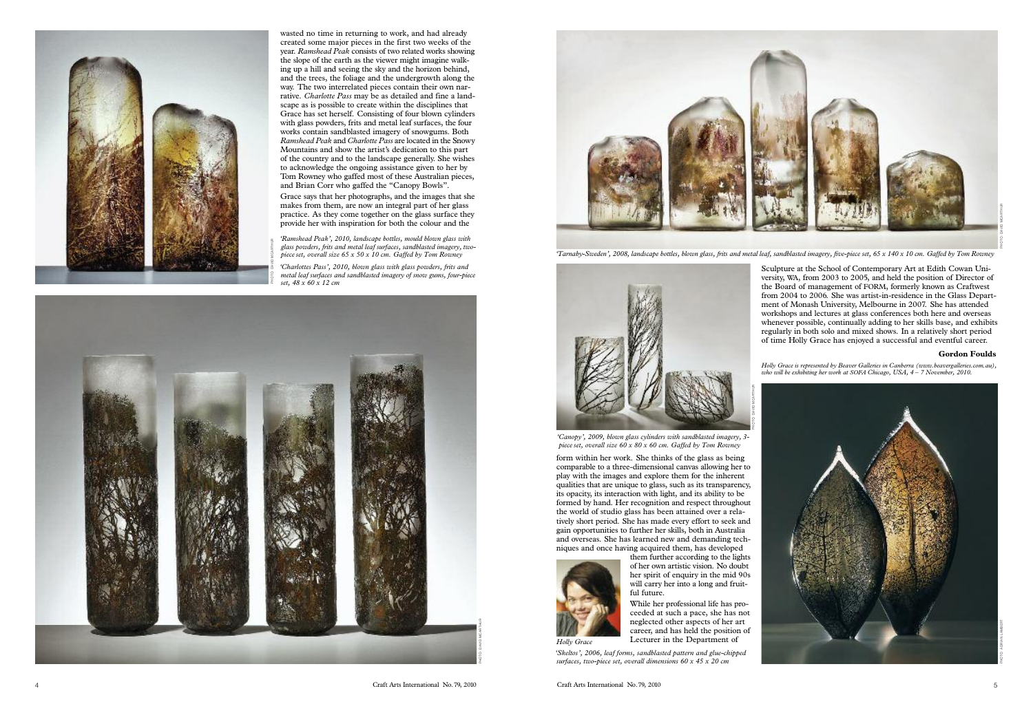wasted no time in returning to work, and had already created some major pieces in the first two weeks of the year. *Ramshead Peak* consists of two related works showing the slope of the earth as the viewer might imagine walking up a hill and seeing the sky and the horizon behind, and the trees, the foliage and the undergrowth along the way. The two interrelated pieces contain their own narrative. *Charlotte Pass* may be as detailed and fine a landscape as is possible to create within the disciplines that Grace has set herself. Consisting of four blown cylinders with glass powders, frits and metal leaf surfaces, the four works contain sandblasted imagery of snowgums. Both *Ramshead Peak* and *Charlotte Pass* are located in the Snowy Mountains and show the artist's dedication to this part of the country and to the landscape generally. She wishes to acknowledge the ongoing assistance given to her by Tom Rowney who gaffed most of these Australian pieces, and Brian Corr who gaffed the "Canopy Bowls".

Grace says that her photographs, and the images that she makes from them, are now an integral part of her glass practice. As they come together on the glass surface they provide her with inspiration for both the colour and the form within her work. She thinks of the glass as being comparable to a three-dimensional canvas allowing her to play with the images and explore them for the inherent qualities that are unique to glass, such as its transparency, its opacity, its interaction with light, and its ability to be formed by hand. Her recognition and respect throughout the world of studio glass has been attained over a relatively short period. She has made every effort to seek and gain opportunities to further her skills, both in Australia and overseas. She has learned new and demanding techniques and once having acquired them, has developed them further according to the lights of her own artistic vision. No doubt her spirit of enquiry in the mid 90s will carry her into a long and fruitful future.

While her professional life has proceeded at such a pace, she has not neglected other aspects of her art career, and has held the position of Lecturer in the Department of Sculpture at the School of Contemporary Art at Edith Cowan University, WA, from 2003 to 2005, and held the position of Director of the Board of management of FORM, formerly known as Craftwest from 2004 to 2006. She was artist-in-residence in the Glass Department of Monash University, Melbourne in 2007. She has attended workshops and lectures at glass conferences both here and overseas whenever possible, continually adding to her skills base, and exhibits regularly in both solo and mixed shows. In a relatively short period of time Holly Grace has enjoyed a successful and eventful career.

**Gordon Foulds**

*Holly Grace is represented by Beaver Galleries in Canberra (www.beavergalleries.com.au), who will be exhibiting her work at SOFA Chicago, USA, 4 – 7 November, 2010.*

*'Ramshead Peak', 2010, landscape bottles, mould blown glass with glass powders, frits and metal leaf surfaces, sandblasted imagery, two-piece set, overall size 65 x 50 x 10 cm. Gaffed by Tom Rowney*

*'Charlottes Pass', 2010, blown glass with glass powders, frits and metal leaf surfaces and sandblasted imagery of snow gums, four-piece set, 48 x 60 x 12 cm*

*'Tarnaby-Sweden', 2008, landscape bottles, blown glass, frits and metal leaf, sandblasted imagery, five-piece set, 65 x 140 x 10 cm. Gaffed by Tom Rowney*

*'Canopy', 2009, blown glass cylinders with sandblasted imagery, 3-piece set, overall size 60 x 80 x 60 cm. Gaffed by Tom Rowney*

*Holly Grace*

*'Skeltos', 2006, leaf forms, sandblasted pattern and glue-chipped surfaces, two-piece set, overall dimensions 60 x 45 x 20 cm*